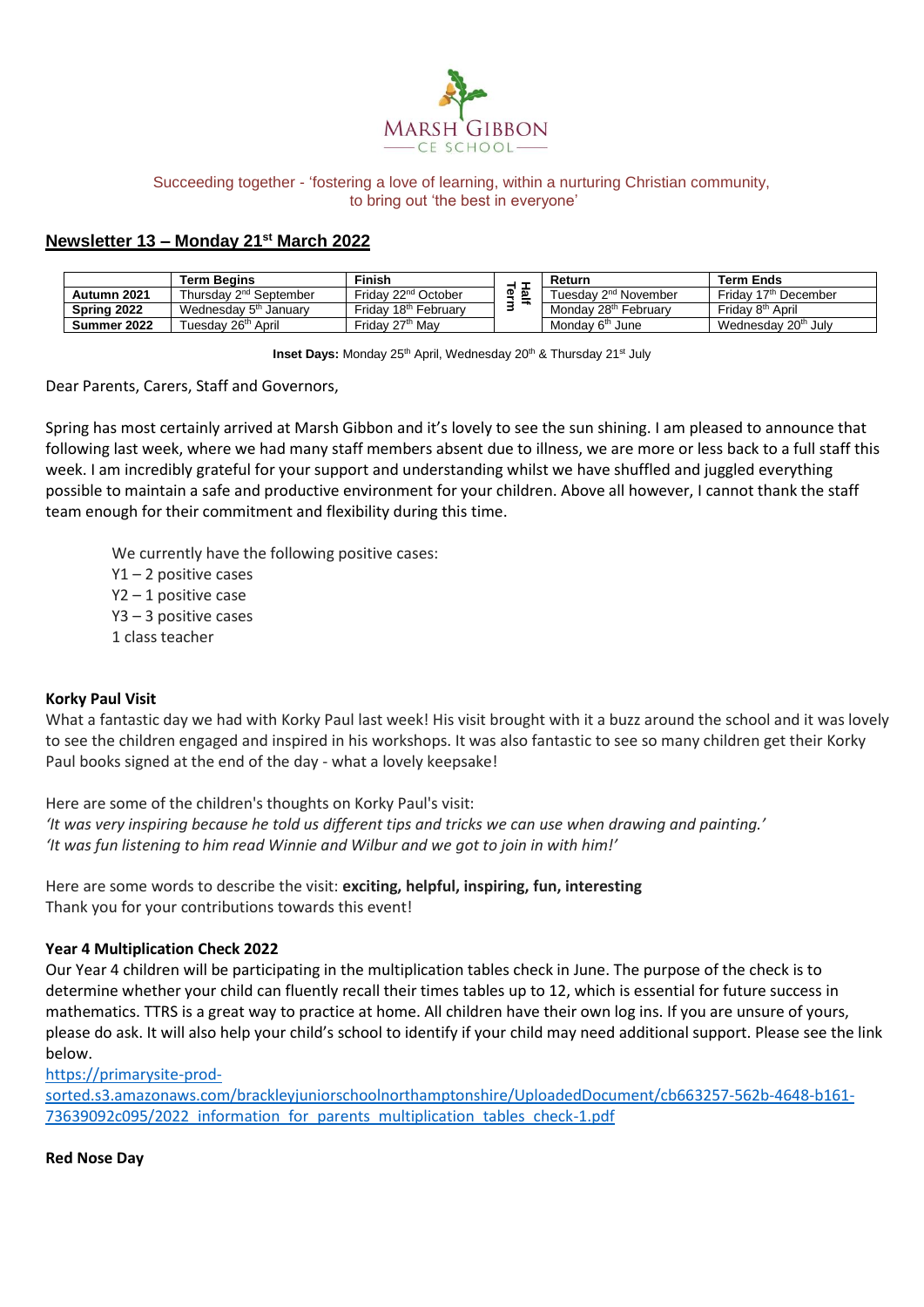MARSH GIBBON
CE SCHOOL

Succeeding together - 'fostering a love of learning, within a nurturing Christian community, to bring out 'the best in everyone'

## Newsletter 13 – Monday 21st March 2022

| | Term Begins | Finish | Half Term | Return | Term Ends |
|---|---|---|---|---|---|
| **Autumn 2021** | Thursday 2nd September | Friday 22nd October | | Tuesday 2nd November | Friday 17th December |
| **Spring 2022** | Wednesday 5th January | Friday 18th February | | Monday 28th February | Friday 8th April |
| **Summer 2022** | Tuesday 26th April | Friday 27th May | | Monday 6th June | Wednesday 20th July |

**Inset Days:** Monday 25th April, Wednesday 20th & Thursday 21st July

Dear Parents, Carers, Staff and Governors,

Spring has most certainly arrived at Marsh Gibbon and it's lovely to see the sun shining. I am pleased to announce that following last week, where we had many staff members absent due to illness, we are more or less back to a full staff this week. I am incredibly grateful for your support and understanding whilst we have shuffled and juggled everything possible to maintain a safe and productive environment for your children. Above all however, I cannot thank the staff team enough for their commitment and flexibility during this time.

We currently have the following positive cases:
Y1 – 2 positive cases
Y2 – 1 positive case
Y3 – 3 positive cases
1 class teacher

**Korky Paul Visit**
What a fantastic day we had with Korky Paul last week! His visit brought with it a buzz around the school and it was lovely to see the children engaged and inspired in his workshops. It was also fantastic to see so many children get their Korky Paul books signed at the end of the day - what a lovely keepsake!

Here are some of the children's thoughts on Korky Paul's visit:
*'It was very inspiring because he told us different tips and tricks we can use when drawing and painting.'*
*'It was fun listening to him read Winnie and Wilbur and we got to join in with him!'*

Here are some words to describe the visit: **exciting, helpful, inspiring, fun, interesting**
Thank you for your contributions towards this event!

**Year 4 Multiplication Check 2022**
Our Year 4 children will be participating in the multiplication tables check in June. The purpose of the check is to determine whether your child can fluently recall their times tables up to 12, which is essential for future success in mathematics. TTRS is a great way to practice at home. All children have their own log ins. If you are unsure of yours, please do ask. It will also help your child's school to identify if your child may need additional support. Please see the link below.
https://primarysite-prod-sorted.s3.amazonaws.com/brackleyjuniorschoolnorthamptonshire/UploadedDocument/cb663257-562b-4648-b161-73639092c095/2022_information_for_parents_multiplication_tables_check-1.pdf

**Red Nose Day**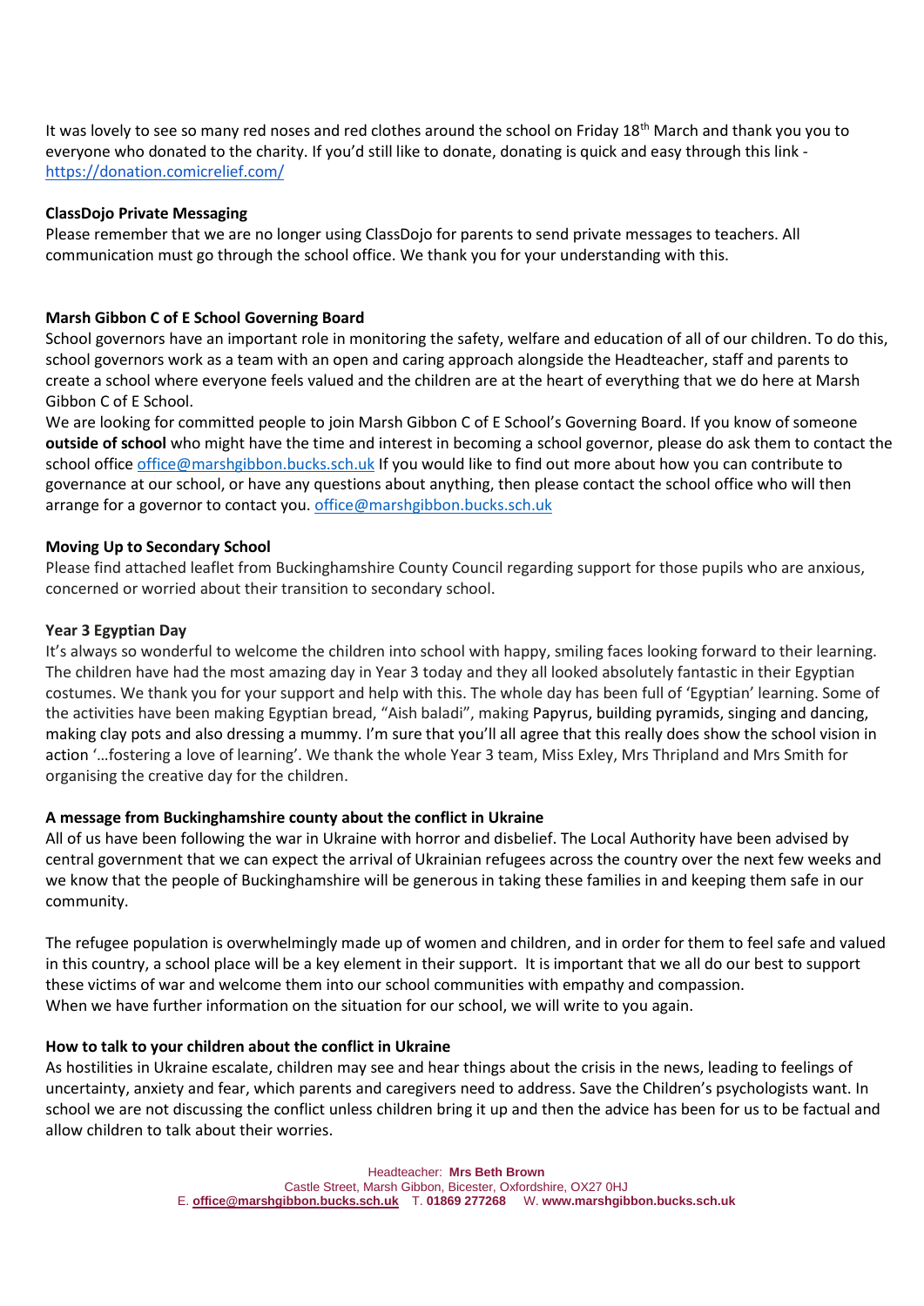It was lovely to see so many red noses and red clothes around the school on Friday 18th March and thank you you to everyone who donated to the charity. If you'd still like to donate, donating is quick and easy through this link - https://donation.comicrelief.com/

**ClassDojo Private Messaging**

Please remember that we are no longer using ClassDojo for parents to send private messages to teachers. All communication must go through the school office. We thank you for your understanding with this.

**Marsh Gibbon C of E School Governing Board**

School governors have an important role in monitoring the safety, welfare and education of all of our children. To do this, school governors work as a team with an open and caring approach alongside the Headteacher, staff and parents to create a school where everyone feels valued and the children are at the heart of everything that we do here at Marsh Gibbon C of E School.

We are looking for committed people to join Marsh Gibbon C of E School's Governing Board. If you know of someone **outside of school** who might have the time and interest in becoming a school governor, please do ask them to contact the school office office@marshgibbon.bucks.sch.uk If you would like to find out more about how you can contribute to governance at our school, or have any questions about anything, then please contact the school office who will then arrange for a governor to contact you. office@marshgibbon.bucks.sch.uk

**Moving Up to Secondary School**

Please find attached leaflet from Buckinghamshire County Council regarding support for those pupils who are anxious, concerned or worried about their transition to secondary school.

**Year 3 Egyptian Day**

It's always so wonderful to welcome the children into school with happy, smiling faces looking forward to their learning. The children have had the most amazing day in Year 3 today and they all looked absolutely fantastic in their Egyptian costumes. We thank you for your support and help with this. The whole day has been full of 'Egyptian' learning. Some of the activities have been making Egyptian bread, "Aish baladi", making Papyrus, building pyramids, singing and dancing, making clay pots and also dressing a mummy. I'm sure that you'll all agree that this really does show the school vision in action '…fostering a love of learning'. We thank the whole Year 3 team, Miss Exley, Mrs Thripland and Mrs Smith for organising the creative day for the children.

**A message from Buckinghamshire county about the conflict in Ukraine**

All of us have been following the war in Ukraine with horror and disbelief. The Local Authority have been advised by central government that we can expect the arrival of Ukrainian refugees across the country over the next few weeks and we know that the people of Buckinghamshire will be generous in taking these families in and keeping them safe in our community.

The refugee population is overwhelmingly made up of women and children, and in order for them to feel safe and valued in this country, a school place will be a key element in their support. It is important that we all do our best to support these victims of war and welcome them into our school communities with empathy and compassion.
When we have further information on the situation for our school, we will write to you again.

**How to talk to your children about the conflict in Ukraine**

As hostilities in Ukraine escalate, children may see and hear things about the crisis in the news, leading to feelings of uncertainty, anxiety and fear, which parents and caregivers need to address. Save the Children's psychologists want. In school we are not discussing the conflict unless children bring it up and then the advice has been for us to be factual and allow children to talk about their worries.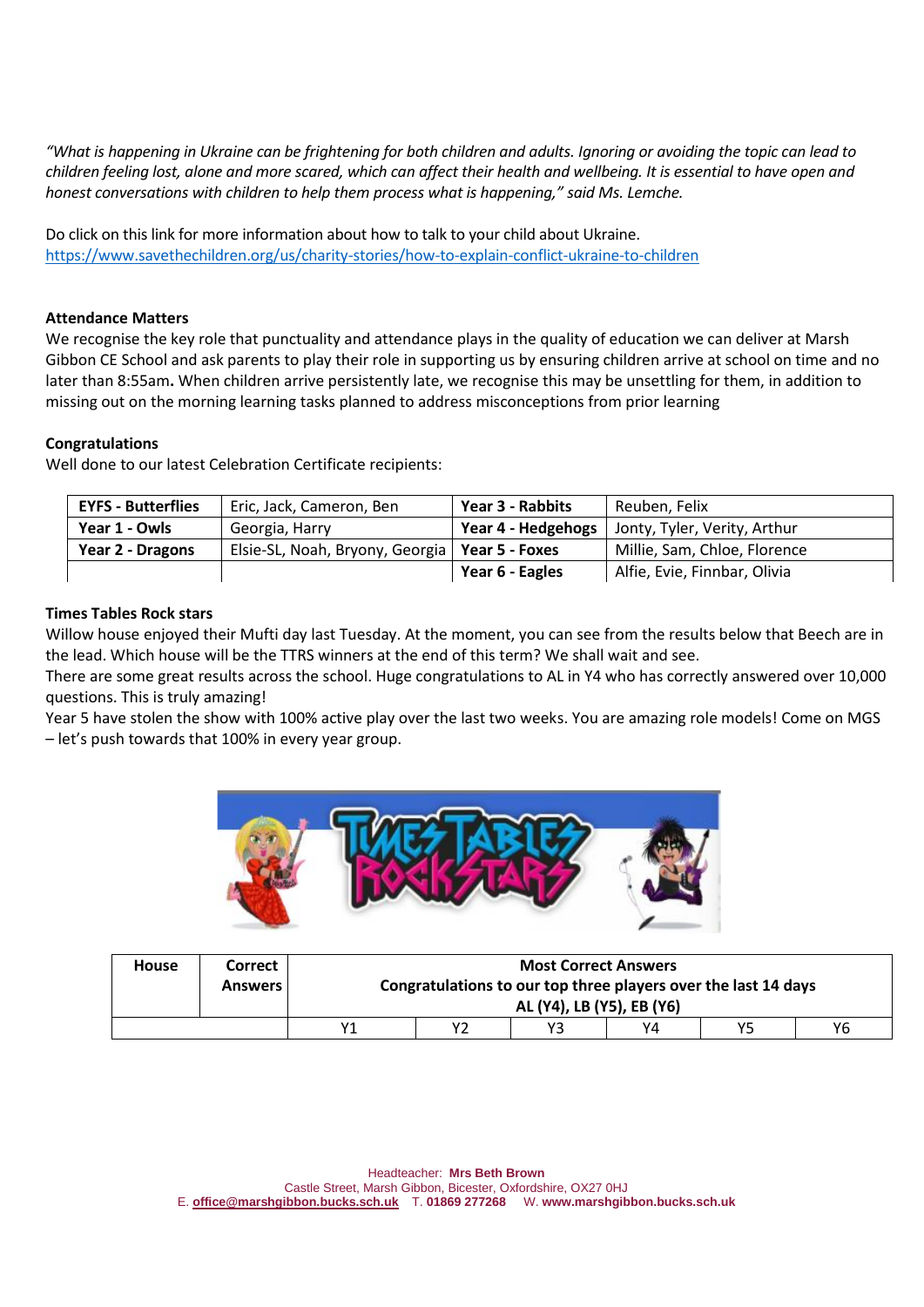*"What is happening in Ukraine can be frightening for both children and adults. Ignoring or avoiding the topic can lead to children feeling lost, alone and more scared, which can affect their health and wellbeing. It is essential to have open and honest conversations with children to help them process what is happening," said Ms. Lemche.*

Do click on this link for more information about how to talk to your child about Ukraine.
https://www.savethechildren.org/us/charity-stories/how-to-explain-conflict-ukraine-to-children

**Attendance Matters**

We recognise the key role that punctuality and attendance plays in the quality of education we can deliver at Marsh Gibbon CE School and ask parents to play their role in supporting us by ensuring children arrive at school on time and no later than 8:55am**.** When children arrive persistently late, we recognise this may be unsettling for them, in addition to missing out on the morning learning tasks planned to address misconceptions from prior learning

**Congratulations**

Well done to our latest Celebration Certificate recipients:

| **EYFS - Butterflies** | Eric, Jack, Cameron, Ben | **Year 3 - Rabbits** | Reuben, Felix |
|---|---|---|---|
| **Year 1 - Owls** | Georgia, Harry | **Year 4 - Hedgehogs** | Jonty, Tyler, Verity, Arthur |
| **Year 2 - Dragons** | Elsie-SL, Noah, Bryony, Georgia | **Year 5 - Foxes** | Millie, Sam, Chloe, Florence |
| | | **Year 6 - Eagles** | Alfie, Evie, Finnbar, Olivia |

**Times Tables Rock stars**

Willow house enjoyed their Mufti day last Tuesday. At the moment, you can see from the results below that Beech are in the lead. Which house will be the TTRS winners at the end of this term? We shall wait and see.

There are some great results across the school. Huge congratulations to AL in Y4 who has correctly answered over 10,000 questions. This is truly amazing!

Year 5 have stolen the show with 100% active play over the last two weeks. You are amazing role models! Come on MGS – let's push towards that 100% in every year group.

| **House** | **Correct Answers** | **Most Correct Answers<br>Congratulations to our top three players over the last 14 days<br>AL (Y4), LB (Y5), EB (Y6)** | | | | | |
|---|---|---|---|---|---|---|---|
| | | Y1 | Y2 | Y3 | Y4 | Y5 | Y6 |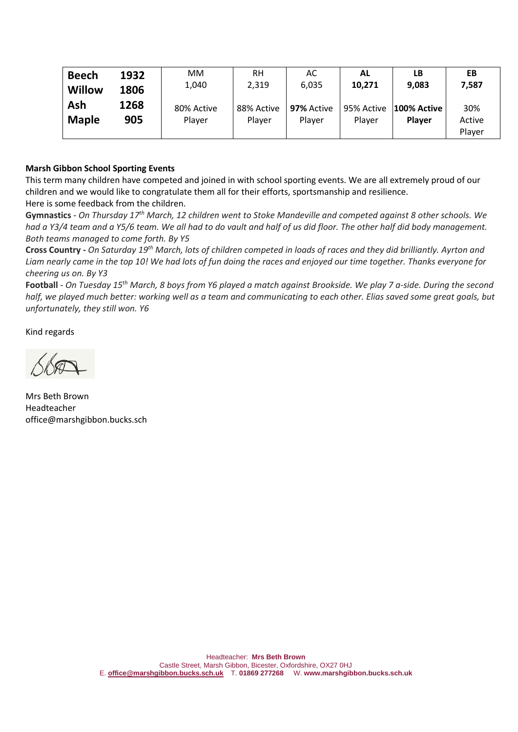| | | | | | | | |
|---|---|---|---|---|---|---|---|
| **Beech** | **1932** | MM<br>1,040<br><br>80% Active Player | RH<br>2,319<br><br>88% Active Player | AC<br>6,035<br><br>**97%** Active Player | **AL**<br>**10,271**<br><br>95% Active Player | **LB**<br>**9,083**<br><br>**100% Active Player** | **EB**<br>**7,587**<br><br>30% Active Player |
| **Willow** | **1806** | | | | | | |
| **Ash** | **1268** | | | | | | |
| **Maple** | **905** | | | | | | |

**Marsh Gibbon School Sporting Events**

This term many children have competed and joined in with school sporting events. We are all extremely proud of our children and we would like to congratulate them all for their efforts, sportsmanship and resilience.

Here is some feedback from the children.

**Gymnastics** - *On Thursday 17th March, 12 children went to Stoke Mandeville and competed against 8 other schools. We had a Y3/4 team and a Y5/6 team. We all had to do vault and half of us did floor. The other half did body management. Both teams managed to come forth. By Y5*

**Cross Country -** *On Saturday 19th March, lots of children competed in loads of races and they did brilliantly. Ayrton and Liam nearly came in the top 10! We had lots of fun doing the races and enjoyed our time together. Thanks everyone for cheering us on. By Y3*

**Football** - *On Tuesday 15th March, 8 boys from Y6 played a match against Brookside. We play 7 a-side. During the second half, we played much better: working well as a team and communicating to each other. Elias saved some great goals, but unfortunately, they still won. Y6*

Kind regards

Mrs Beth Brown
Headteacher
office@marshgibbon.bucks.sch